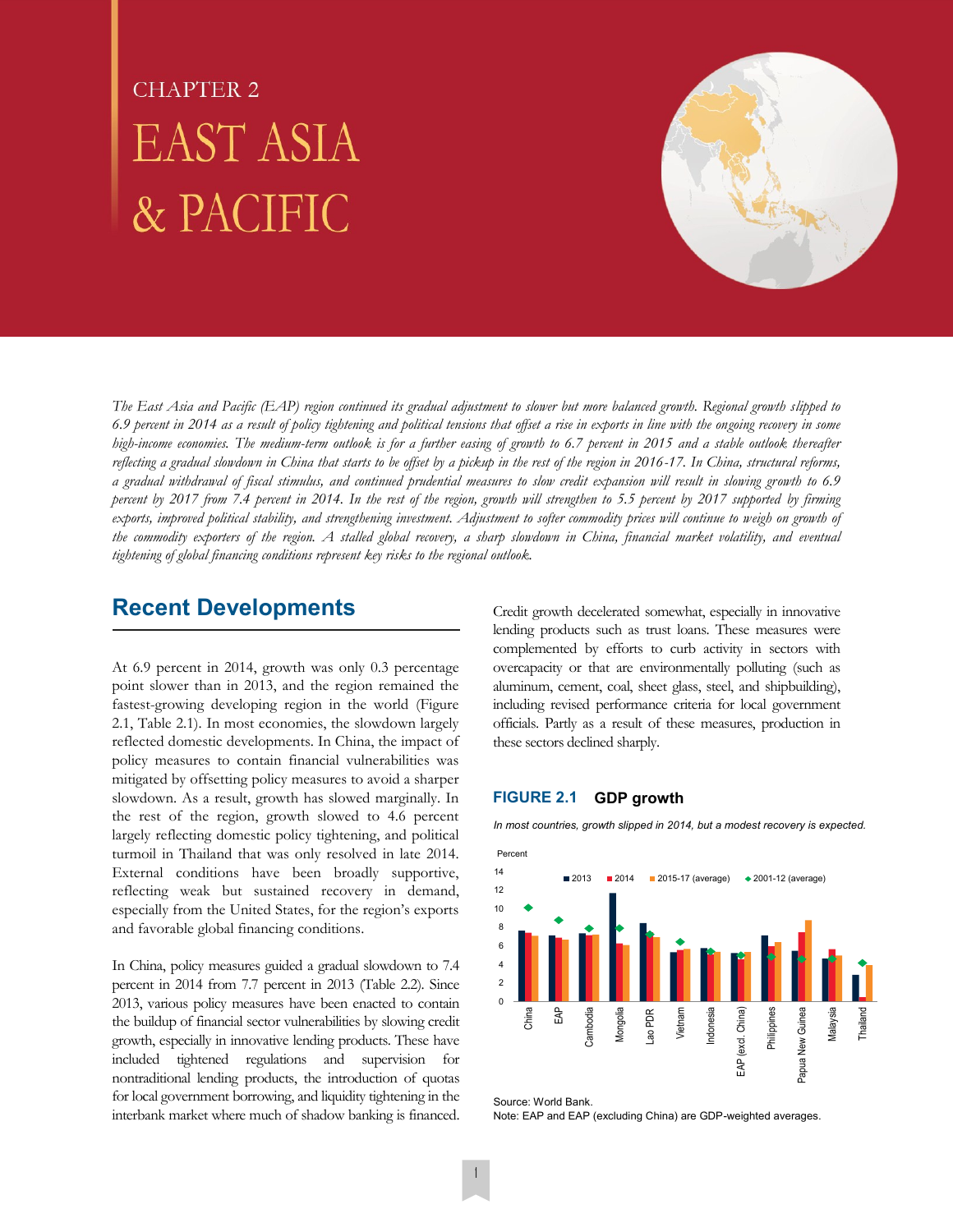CHAPTER 2

# EAST ASIA & PACIFIC

*The East Asia and Pacific (EAP) region continued its gradual adjustment to slower but more balanced growth. Regional growth slipped to 6.9 percent in 2014 as a result of policy tightening and political tensions that offset a rise in exports in line with the ongoing recovery in some high-income economies. The medium-term outlook is for a further easing of growth to 6.7 percent in 2015 and a stable outlook thereafter reflecting a gradual slowdown in China that starts to be offset by a pickup in the rest of the region in 2016-17. In China, structural reforms, a gradual withdrawal of fiscal stimulus, and continued prudential measures to slow credit expansion will result in slowing growth to 6.9 percent by 2017 from 7.4 percent in 2014. In the rest of the region, growth will strengthen to 5.5 percent by 2017 supported by firming exports, improved political stability, and strengthening investment. Adjustment to softer commodity prices will continue to weigh on growth of the commodity exporters of the region. A stalled global recovery, a sharp slowdown in China, financial market volatility, and eventual tightening of global financing conditions represent key risks to the regional outlook.*

## Recent Developments

At 6.9 percent in 2014, growth was only 0.3 percentage point slower than in 2013, and the region remained the fastest-growing developing region in the world (Figure 2.1, Table 2.1). In most economies, the slowdown largely reflected domestic developments. In China, the impact of policy measures to contain financial vulnerabilities was mitigated by offsetting policy measures to avoid a sharper slowdown. As a result, growth has slowed marginally. In the rest of the region, growth slowed to 4.6 percent largely reflecting domestic policy tightening, and political turmoil in Thailand that was only resolved in late 2014. External conditions have been broadly supportive, reflecting weak but sustained recovery in demand, especially from the United States, for the region's exports and favorable global financing conditions.

In China, policy measures guided a gradual slowdown to 7.4 percent in 2014 from 7.7 percent in 2013 (Table 2.2). Since 2013, various policy measures have been enacted to contain the buildup of financial sector vulnerabilities by slowing credit growth, especially in innovative lending products. These have included tightened regulations and supervision for nontraditional lending products, the introduction of quotas for local government borrowing, and liquidity tightening in the interbank market where much of shadow banking is financed. Credit growth decelerated somewhat, especially in innovative lending products such as trust loans. These measures were complemented by efforts to curb activity in sectors with overcapacity or that are environmentally polluting (such as aluminum, cement, coal, sheet glass, steel, and shipbuilding), including revised performance criteria for local government officials. Partly as a result of these measures, production in these sectors declined sharply.

**FIGURE 2.1 GDP growth**

*In most countries, growth slipped in 2014, but a modest recovery is expected.*

Source: World Bank.
Note: EAP and EAP (excluding China) are GDP-weighted averages.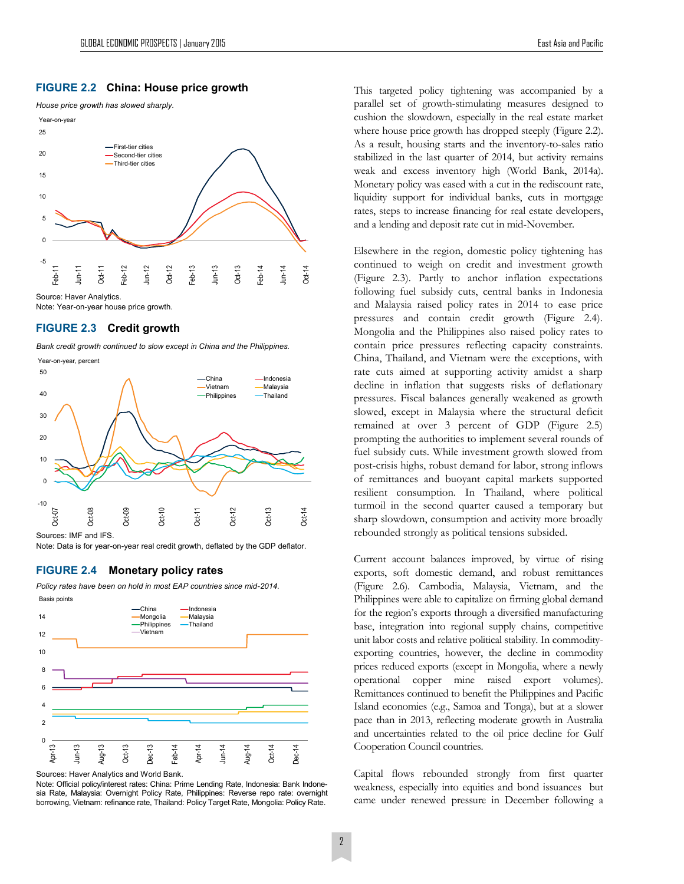## FIGURE 2.2 China: House price growth

*House price growth has slowed sharply.*

Source: Haver Analytics.
Note: Year-on-year house price growth.

## FIGURE 2.3 Credit growth

*Bank credit growth continued to slow except in China and the Philippines.*

Sources: IMF and IFS.
Note: Data is for year-on-year real credit growth, deflated by the GDP deflator.

## FIGURE 2.4 Monetary policy rates

*Policy rates have been on hold in most EAP countries since mid-2014.*

Sources: Haver Analytics and World Bank.
Note: Official policy/interest rates: China: Prime Lending Rate, Indonesia: Bank Indonesia Rate, Malaysia: Overnight Policy Rate, Philippines: Reverse repo rate: overnight borrowing, Vietnam: refinance rate, Thailand: Policy Target Rate, Mongolia: Policy Rate.

This targeted policy tightening was accompanied by a parallel set of growth-stimulating measures designed to cushion the slowdown, especially in the real estate market where house price growth has dropped steeply (Figure 2.2). As a result, housing starts and the inventory-to-sales ratio stabilized in the last quarter of 2014, but activity remains weak and excess inventory high (World Bank, 2014a). Monetary policy was eased with a cut in the rediscount rate, liquidity support for individual banks, cuts in mortgage rates, steps to increase financing for real estate developers, and a lending and deposit rate cut in mid-November.

Elsewhere in the region, domestic policy tightening has continued to weigh on credit and investment growth (Figure 2.3). Partly to anchor inflation expectations following fuel subsidy cuts, central banks in Indonesia and Malaysia raised policy rates in 2014 to ease price pressures and contain credit growth (Figure 2.4). Mongolia and the Philippines also raised policy rates to contain price pressures reflecting capacity constraints. China, Thailand, and Vietnam were the exceptions, with rate cuts aimed at supporting activity amidst a sharp decline in inflation that suggests risks of deflationary pressures. Fiscal balances generally weakened as growth slowed, except in Malaysia where the structural deficit remained at over 3 percent of GDP (Figure 2.5) prompting the authorities to implement several rounds of fuel subsidy cuts. While investment growth slowed from post-crisis highs, robust demand for labor, strong inflows of remittances and buoyant capital markets supported resilient consumption. In Thailand, where political turmoil in the second quarter caused a temporary but sharp slowdown, consumption and activity more broadly rebounded strongly as political tensions subsided.

Current account balances improved, by virtue of rising exports, soft domestic demand, and robust remittances (Figure 2.6). Cambodia, Malaysia, Vietnam, and the Philippines were able to capitalize on firming global demand for the region's exports through a diversified manufacturing base, integration into regional supply chains, competitive unit labor costs and relative political stability. In commodity-exporting countries, however, the decline in commodity prices reduced exports (except in Mongolia, where a newly operational copper mine raised export volumes). Remittances continued to benefit the Philippines and Pacific Island economies (e.g., Samoa and Tonga), but at a slower pace than in 2013, reflecting moderate growth in Australia and uncertainties related to the oil price decline for Gulf Cooperation Council countries.

Capital flows rebounded strongly from first quarter weakness, especially into equities and bond issuances but came under renewed pressure in December following a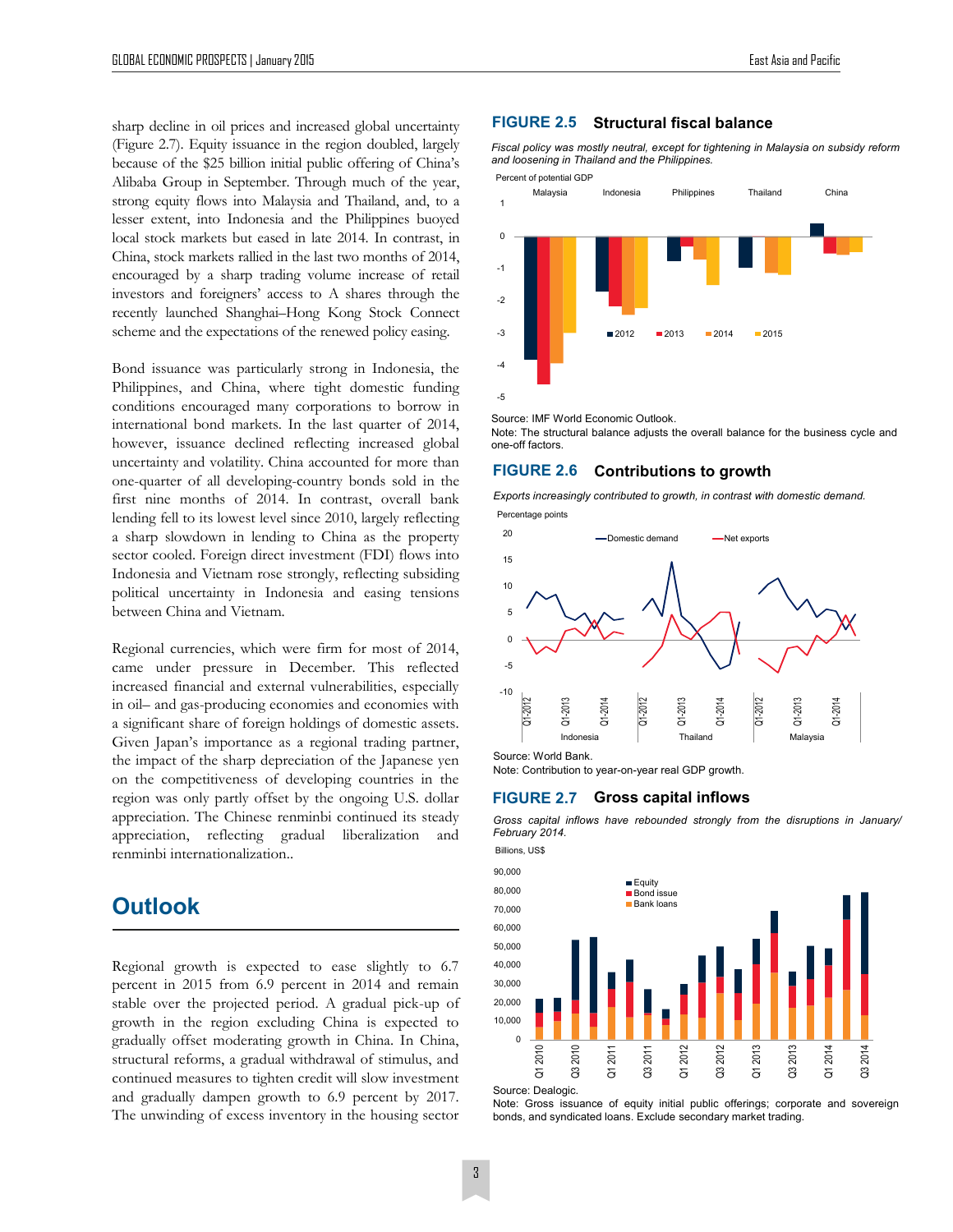sharp decline in oil prices and increased global uncertainty (Figure 2.7). Equity issuance in the region doubled, largely because of the $25 billion initial public offering of China's Alibaba Group in September. Through much of the year, strong equity flows into Malaysia and Thailand, and, to a lesser extent, into Indonesia and the Philippines buoyed local stock markets but eased in late 2014. In contrast, in China, stock markets rallied in the last two months of 2014, encouraged by a sharp trading volume increase of retail investors and foreigners' access to A shares through the recently launched Shanghai–Hong Kong Stock Connect scheme and the expectations of the renewed policy easing.

Bond issuance was particularly strong in Indonesia, the Philippines, and China, where tight domestic funding conditions encouraged many corporations to borrow in international bond markets. In the last quarter of 2014, however, issuance declined reflecting increased global uncertainty and volatility. China accounted for more than one-quarter of all developing-country bonds sold in the first nine months of 2014. In contrast, overall bank lending fell to its lowest level since 2010, largely reflecting a sharp slowdown in lending to China as the property sector cooled. Foreign direct investment (FDI) flows into Indonesia and Vietnam rose strongly, reflecting subsiding political uncertainty in Indonesia and easing tensions between China and Vietnam.

Regional currencies, which were firm for most of 2014, came under pressure in December. This reflected increased financial and external vulnerabilities, especially in oil– and gas-producing economies and economies with a significant share of foreign holdings of domestic assets. Given Japan's importance as a regional trading partner, the impact of the sharp depreciation of the Japanese yen on the competitiveness of developing countries in the region was only partly offset by the ongoing U.S. dollar appreciation. The Chinese renminbi continued its steady appreciation, reflecting gradual liberalization and renminbi internationalization..

## Outlook

Regional growth is expected to ease slightly to 6.7 percent in 2015 from 6.9 percent in 2014 and remain stable over the projected period. A gradual pick-up of growth in the region excluding China is expected to gradually offset moderating growth in China. In China, structural reforms, a gradual withdrawal of stimulus, and continued measures to tighten credit will slow investment and gradually dampen growth to 6.9 percent by 2017. The unwinding of excess inventory in the housing sector

### FIGURE 2.5 Structural fiscal balance

*Fiscal policy was mostly neutral, except for tightening in Malaysia on subsidy reform and loosening in Thailand and the Philippines.*

Source: IMF World Economic Outlook.
Note: The structural balance adjusts the overall balance for the business cycle and one-off factors.

### FIGURE 2.6 Contributions to growth

*Exports increasingly contributed to growth, in contrast with domestic demand.*

Source: World Bank.
Note: Contribution to year-on-year real GDP growth.

### FIGURE 2.7 Gross capital inflows

*Gross capital inflows have rebounded strongly from the disruptions in January/ February 2014.*

Source: Dealogic.
Note: Gross issuance of equity initial public offerings; corporate and sovereign bonds, and syndicated loans. Exclude secondary market trading.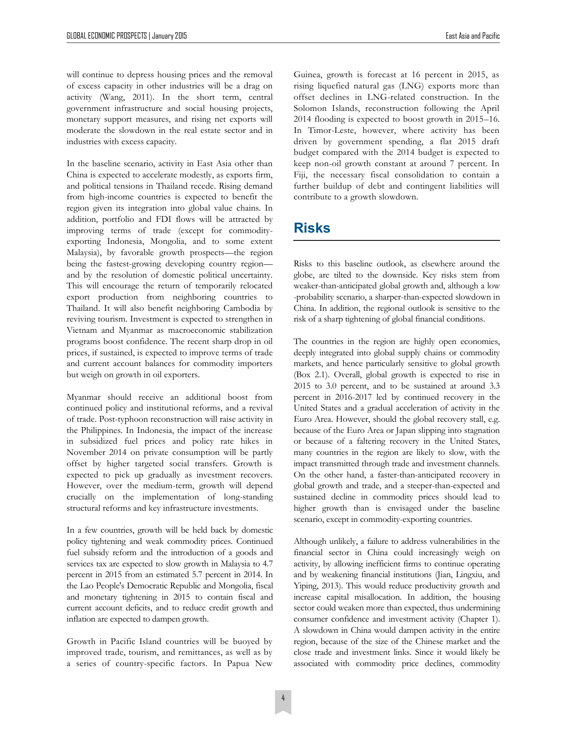will continue to depress housing prices and the removal of excess capacity in other industries will be a drag on activity (Wang, 2011). In the short term, central government infrastructure and social housing projects, monetary support measures, and rising net exports will moderate the slowdown in the real estate sector and in industries with excess capacity.

In the baseline scenario, activity in East Asia other than China is expected to accelerate modestly, as exports firm, and political tensions in Thailand recede. Rising demand from high-income countries is expected to benefit the region given its integration into global value chains. In addition, portfolio and FDI flows will be attracted by improving terms of trade (except for commodity-exporting Indonesia, Mongolia, and to some extent Malaysia), by favorable growth prospects—the region being the fastest-growing developing country region—and by the resolution of domestic political uncertainty. This will encourage the return of temporarily relocated export production from neighboring countries to Thailand. It will also benefit neighboring Cambodia by reviving tourism. Investment is expected to strengthen in Vietnam and Myanmar as macroeconomic stabilization programs boost confidence. The recent sharp drop in oil prices, if sustained, is expected to improve terms of trade and current account balances for commodity importers but weigh on growth in oil exporters.

Myanmar should receive an additional boost from continued policy and institutional reforms, and a revival of trade. Post-typhoon reconstruction will raise activity in the Philippines. In Indonesia, the impact of the increase in subsidized fuel prices and policy rate hikes in November 2014 on private consumption will be partly offset by higher targeted social transfers. Growth is expected to pick up gradually as investment recovers. However, over the medium-term, growth will depend crucially on the implementation of long-standing structural reforms and key infrastructure investments.

In a few countries, growth will be held back by domestic policy tightening and weak commodity prices. Continued fuel subsidy reform and the introduction of a goods and services tax are expected to slow growth in Malaysia to 4.7 percent in 2015 from an estimated 5.7 percent in 2014. In the Lao People's Democratic Republic and Mongolia, fiscal and monetary tightening in 2015 to contain fiscal and current account deficits, and to reduce credit growth and inflation are expected to dampen growth.

Growth in Pacific Island countries will be buoyed by improved trade, tourism, and remittances, as well as by a series of country-specific factors. In Papua New Guinea, growth is forecast at 16 percent in 2015, as rising liquefied natural gas (LNG) exports more than offset declines in LNG-related construction. In the Solomon Islands, reconstruction following the April 2014 flooding is expected to boost growth in 2015–16. In Timor-Leste, however, where activity has been driven by government spending, a flat 2015 draft budget compared with the 2014 budget is expected to keep non-oil growth constant at around 7 percent. In Fiji, the necessary fiscal consolidation to contain a further buildup of debt and contingent liabilities will contribute to a growth slowdown.

## Risks

Risks to this baseline outlook, as elsewhere around the globe, are tilted to the downside. Key risks stem from weaker-than-anticipated global growth and, although a low -probability scenario, a sharper-than-expected slowdown in China. In addition, the regional outlook is sensitive to the risk of a sharp tightening of global financial conditions.

The countries in the region are highly open economies, deeply integrated into global supply chains or commodity markets, and hence particularly sensitive to global growth (Box 2.1). Overall, global growth is expected to rise in 2015 to 3.0 percent, and to be sustained at around 3.3 percent in 2016-2017 led by continued recovery in the United States and a gradual acceleration of activity in the Euro Area. However, should the global recovery stall, e.g. because of the Euro Area or Japan slipping into stagnation or because of a faltering recovery in the United States, many countries in the region are likely to slow, with the impact transmitted through trade and investment channels. On the other hand, a faster-than-anticipated recovery in global growth and trade, and a steeper-than-expected and sustained decline in commodity prices should lead to higher growth than is envisaged under the baseline scenario, except in commodity-exporting countries.

Although unlikely, a failure to address vulnerabilities in the financial sector in China could increasingly weigh on activity, by allowing inefficient firms to continue operating and by weakening financial institutions (Jian, Lingxiu, and Yiping, 2013). This would reduce productivity growth and increase capital misallocation. In addition, the housing sector could weaken more than expected, thus undermining consumer confidence and investment activity (Chapter 1). A slowdown in China would dampen activity in the entire region, because of the size of the Chinese market and the close trade and investment links. Since it would likely be associated with commodity price declines, commodity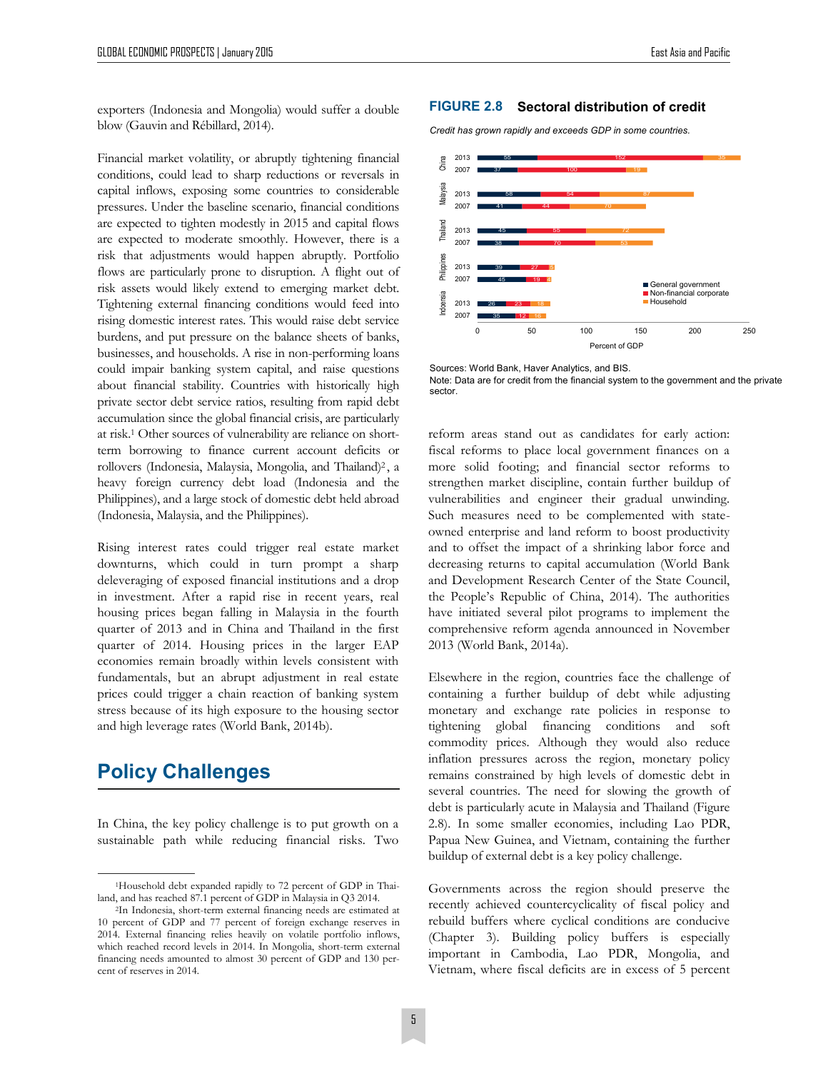exporters (Indonesia and Mongolia) would suffer a double blow (Gauvin and Rébillard, 2014).

Financial market volatility, or abruptly tightening financial conditions, could lead to sharp reductions or reversals in capital inflows, exposing some countries to considerable pressures. Under the baseline scenario, financial conditions are expected to tighten modestly in 2015 and capital flows are expected to moderate smoothly. However, there is a risk that adjustments would happen abruptly. Portfolio flows are particularly prone to disruption. A flight out of risk assets would likely extend to emerging market debt. Tightening external financing conditions would feed into rising domestic interest rates. This would raise debt service burdens, and put pressure on the balance sheets of banks, businesses, and households. A rise in non-performing loans could impair banking system capital, and raise questions about financial stability. Countries with historically high private sector debt service ratios, resulting from rapid debt accumulation since the global financial crisis, are particularly at risk.[1] Other sources of vulnerability are reliance on short-term borrowing to finance current account deficits or rollovers (Indonesia, Malaysia, Mongolia, and Thailand)[2], a heavy foreign currency debt load (Indonesia and the Philippines), and a large stock of domestic debt held abroad (Indonesia, Malaysia, and the Philippines).

Rising interest rates could trigger real estate market downturns, which could in turn prompt a sharp deleveraging of exposed financial institutions and a drop in investment. After a rapid rise in recent years, real housing prices began falling in Malaysia in the fourth quarter of 2013 and in China and Thailand in the first quarter of 2014. Housing prices in the larger EAP economies remain broadly within levels consistent with fundamentals, but an abrupt adjustment in real estate prices could trigger a chain reaction of banking system stress because of its high exposure to the housing sector and high leverage rates (World Bank, 2014b).

## Policy Challenges

In China, the key policy challenge is to put growth on a sustainable path while reducing financial risks. Two reform areas stand out as candidates for early action: fiscal reforms to place local government finances on a more solid footing; and financial sector reforms to strengthen market discipline, contain further buildup of vulnerabilities and engineer their gradual unwinding. Such measures need to be complemented with state-owned enterprise and land reform to boost productivity and to offset the impact of a shrinking labor force and decreasing returns to capital accumulation (World Bank and Development Research Center of the State Council, the People's Republic of China, 2014). The authorities have initiated several pilot programs to implement the comprehensive reform agenda announced in November 2013 (World Bank, 2014a).

Elsewhere in the region, countries face the challenge of containing a further buildup of debt while adjusting monetary and exchange rate policies in response to tightening global financing conditions and soft commodity prices. Although they would also reduce inflation pressures across the region, monetary policy remains constrained by high levels of domestic debt in several countries. The need for slowing the growth of debt is particularly acute in Malaysia and Thailand (Figure 2.8). In some smaller economies, including Lao PDR, Papua New Guinea, and Vietnam, containing the further buildup of external debt is a key policy challenge.

Governments across the region should preserve the recently achieved countercyclicality of fiscal policy and rebuild buffers where cyclical conditions are conducive (Chapter 3). Building policy buffers is especially important in Cambodia, Lao PDR, Mongolia, and Vietnam, where fiscal deficits are in excess of 5 percent

**FIGURE 2.8 Sectoral distribution of credit**

*Credit has grown rapidly and exceeds GDP in some countries.*

| Country | Year | General government | Non-financial corporate | Household |
|---|---|---|---|---|
| China | 2013 | 55 | 152 | 35 |
| China | 2007 | 37 | 100 | 19 |
| Malaysia | 2013 | 58 | 54 | 87 |
| Malaysia | 2007 | 41 | 44 | 70 |
| Thailand | 2013 | 45 | 55 | 72 |
| Thailand | 2007 | 38 | 70 | 53 |
| Philippines | 2013 | 39 | 27 | 5 |
| Philippines | 2007 | 45 | 19 | 4 |
| Indonesia | 2013 | 26 | 23 | 18 |
| Indonesia | 2007 | 35 | 12 | 16 |

Percent of GDP

Sources: World Bank, Haver Analytics, and BIS.
Note: Data are for credit from the financial system to the government and the private sector.

---

[1] Household debt expanded rapidly to 72 percent of GDP in Thailand, and has reached 87.1 percent of GDP in Malaysia in Q3 2014.

[2] In Indonesia, short-term external financing needs are estimated at 10 percent of GDP and 77 percent of foreign exchange reserves in 2014. External financing relies heavily on volatile portfolio inflows, which reached record levels in 2014. In Mongolia, short-term external financing needs amounted to almost 30 percent of GDP and 130 percent of reserves in 2014.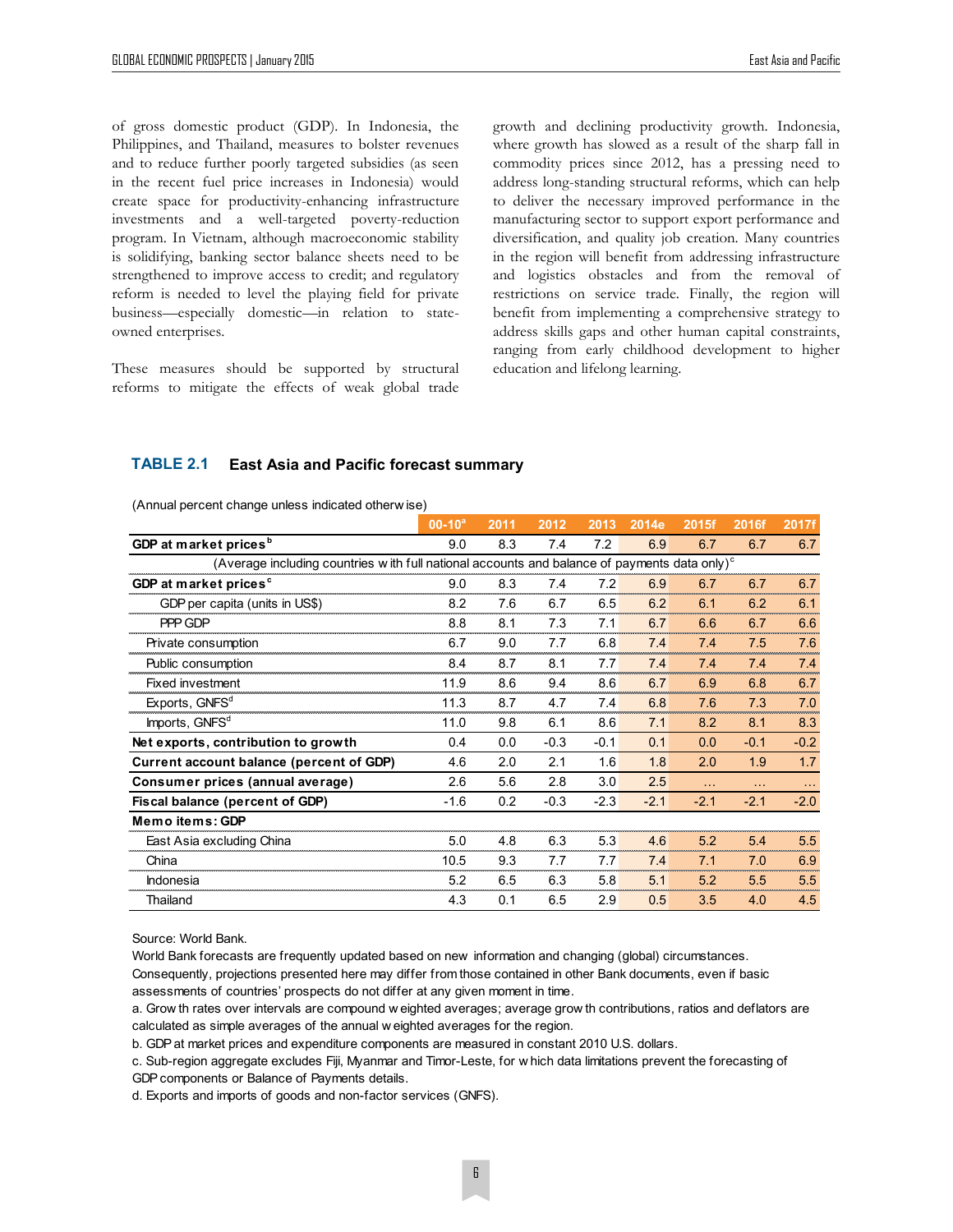of gross domestic product (GDP). In Indonesia, the Philippines, and Thailand, measures to bolster revenues and to reduce further poorly targeted subsidies (as seen in the recent fuel price increases in Indonesia) would create space for productivity-enhancing infrastructure investments and a well-targeted poverty-reduction program. In Vietnam, although macroeconomic stability is solidifying, banking sector balance sheets need to be strengthened to improve access to credit; and regulatory reform is needed to level the playing field for private business—especially domestic—in relation to state-owned enterprises.

These measures should be supported by structural reforms to mitigate the effects of weak global trade growth and declining productivity growth. Indonesia, where growth has slowed as a result of the sharp fall in commodity prices since 2012, has a pressing need to address long-standing structural reforms, which can help to deliver the necessary improved performance in the manufacturing sector to support export performance and diversification, and quality job creation. Many countries in the region will benefit from addressing infrastructure and logistics obstacles and from the removal of restrictions on service trade. Finally, the region will benefit from implementing a comprehensive strategy to address skills gaps and other human capital constraints, ranging from early childhood development to higher education and lifelong learning.

### TABLE 2.1 East Asia and Pacific forecast summary

(Annual percent change unless indicated otherwise)

| | 00-10[a] | 2011 | 2012 | 2013 | 2014e | 2015f | 2016f | 2017f |
|---|---|---|---|---|---|---|---|---|
| **GDP at market prices[b]** | 9.0 | 8.3 | 7.4 | 7.2 | 6.9 | 6.7 | 6.7 | 6.7 |
| (Average including countries with full national accounts and balance of payments data only)[c] | | | | | | | | |
| **GDP at market prices[c]** | 9.0 | 8.3 | 7.4 | 7.2 | 6.9 | 6.7 | 6.7 | 6.7 |
| GDP per capita (units in US$) | 8.2 | 7.6 | 6.7 | 6.5 | 6.2 | 6.1 | 6.2 | 6.1 |
| PPP GDP | 8.8 | 8.1 | 7.3 | 7.1 | 6.7 | 6.6 | 6.7 | 6.6 |
| Private consumption | 6.7 | 9.0 | 7.7 | 6.8 | 7.4 | 7.4 | 7.5 | 7.6 |
| Public consumption | 8.4 | 8.7 | 8.1 | 7.7 | 7.4 | 7.4 | 7.4 | 7.4 |
| Fixed investment | 11.9 | 8.6 | 9.4 | 8.6 | 6.7 | 6.9 | 6.8 | 6.7 |
| Exports, GNFS[d] | 11.3 | 8.7 | 4.7 | 7.4 | 6.8 | 7.6 | 7.3 | 7.0 |
| Imports, GNFS[d] | 11.0 | 9.8 | 6.1 | 8.6 | 7.1 | 8.2 | 8.1 | 8.3 |
| **Net exports, contribution to growth** | 0.4 | 0.0 | -0.3 | -0.1 | 0.1 | 0.0 | -0.1 | -0.2 |
| **Current account balance (percent of GDP)** | 4.6 | 2.0 | 2.1 | 1.6 | 1.8 | 2.0 | 1.9 | 1.7 |
| **Consumer prices (annual average)** | 2.6 | 5.6 | 2.8 | 3.0 | 2.5 | ... | ... | ... |
| **Fiscal balance (percent of GDP)** | -1.6 | 0.2 | -0.3 | -2.3 | -2.1 | -2.1 | -2.1 | -2.0 |
| **Memo items: GDP** | | | | | | | | |
| East Asia excluding China | 5.0 | 4.8 | 6.3 | 5.3 | 4.6 | 5.2 | 5.4 | 5.5 |
| China | 10.5 | 9.3 | 7.7 | 7.7 | 7.4 | 7.1 | 7.0 | 6.9 |
| Indonesia | 5.2 | 6.5 | 6.3 | 5.8 | 5.1 | 5.2 | 5.5 | 5.5 |
| Thailand | 4.3 | 0.1 | 6.5 | 2.9 | 0.5 | 3.5 | 4.0 | 4.5 |

Source: World Bank.

World Bank forecasts are frequently updated based on new information and changing (global) circumstances. Consequently, projections presented here may differ from those contained in other Bank documents, even if basic assessments of countries' prospects do not differ at any given moment in time.

a. Growth rates over intervals are compound weighted averages; average growth contributions, ratios and deflators are calculated as simple averages of the annual weighted averages for the region.

b. GDP at market prices and expenditure components are measured in constant 2010 U.S. dollars.

c. Sub-region aggregate excludes Fiji, Myanmar and Timor-Leste, for which data limitations prevent the forecasting of GDP components or Balance of Payments details.

d. Exports and imports of goods and non-factor services (GNFS).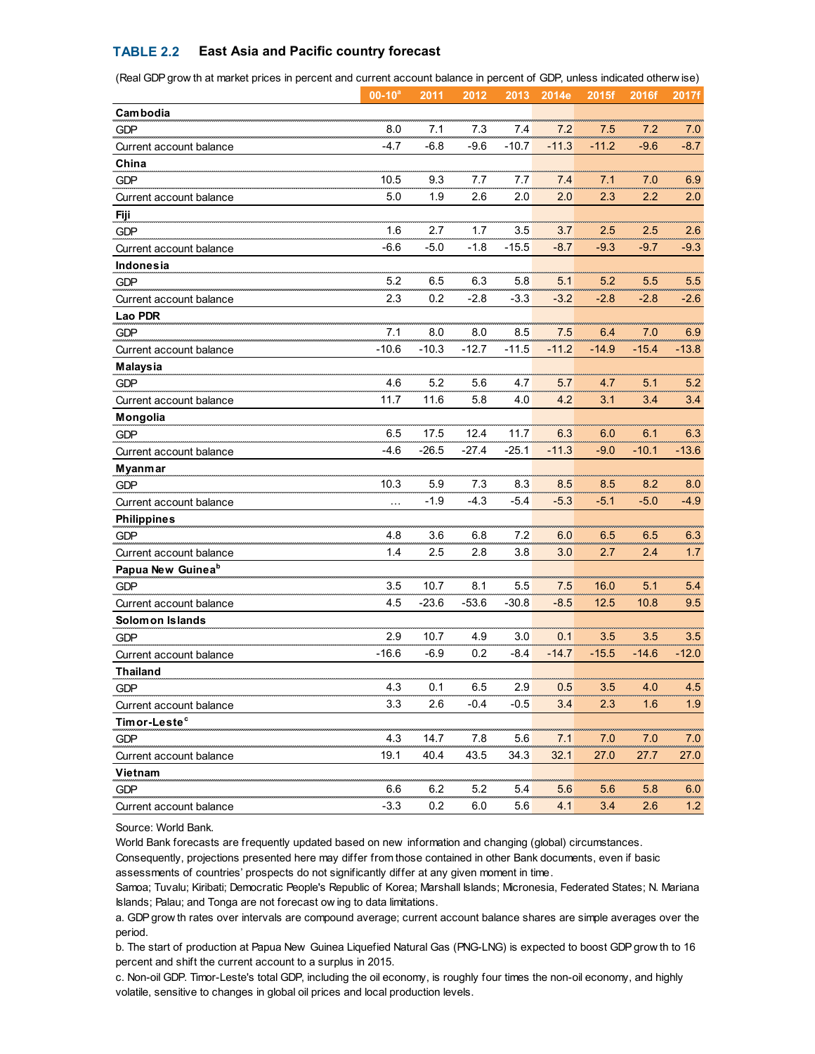**TABLE 2.2 East Asia and Pacific country forecast**

(Real GDP growth at market prices in percent and current account balance in percent of GDP, unless indicated otherwise)

| | 00-10[a] | 2011 | 2012 | 2013 | 2014e | 2015f | 2016f | 2017f |
|---|---|---|---|---|---|---|---|---|
| **Cambodia** | | | | | | | | |
| GDP | 8.0 | 7.1 | 7.3 | 7.4 | 7.2 | 7.5 | 7.2 | 7.0 |
| Current account balance | -4.7 | -6.8 | -9.6 | -10.7 | -11.3 | -11.2 | -9.6 | -8.7 |
| **China** | | | | | | | | |
| GDP | 10.5 | 9.3 | 7.7 | 7.7 | 7.4 | 7.1 | 7.0 | 6.9 |
| Current account balance | 5.0 | 1.9 | 2.6 | 2.0 | 2.0 | 2.3 | 2.2 | 2.0 |
| **Fiji** | | | | | | | | |
| GDP | 1.6 | 2.7 | 1.7 | 3.5 | 3.7 | 2.5 | 2.5 | 2.6 |
| Current account balance | -6.6 | -5.0 | -1.8 | -15.5 | -8.7 | -9.3 | -9.7 | -9.3 |
| **Indonesia** | | | | | | | | |
| GDP | 5.2 | 6.5 | 6.3 | 5.8 | 5.1 | 5.2 | 5.5 | 5.5 |
| Current account balance | 2.3 | 0.2 | -2.8 | -3.3 | -3.2 | -2.8 | -2.8 | -2.6 |
| **Lao PDR** | | | | | | | | |
| GDP | 7.1 | 8.0 | 8.0 | 8.5 | 7.5 | 6.4 | 7.0 | 6.9 |
| Current account balance | -10.6 | -10.3 | -12.7 | -11.5 | -11.2 | -14.9 | -15.4 | -13.8 |
| **Malaysia** | | | | | | | | |
| GDP | 4.6 | 5.2 | 5.6 | 4.7 | 5.7 | 4.7 | 5.1 | 5.2 |
| Current account balance | 11.7 | 11.6 | 5.8 | 4.0 | 4.2 | 3.1 | 3.4 | 3.4 |
| **Mongolia** | | | | | | | | |
| GDP | 6.5 | 17.5 | 12.4 | 11.7 | 6.3 | 6.0 | 6.1 | 6.3 |
| Current account balance | -4.6 | -26.5 | -27.4 | -25.1 | -11.3 | -9.0 | -10.1 | -13.6 |
| **Myanmar** | | | | | | | | |
| GDP | 10.3 | 5.9 | 7.3 | 8.3 | 8.5 | 8.5 | 8.2 | 8.0 |
| Current account balance | ... | -1.9 | -4.3 | -5.4 | -5.3 | -5.1 | -5.0 | -4.9 |
| **Philippines** | | | | | | | | |
| GDP | 4.8 | 3.6 | 6.8 | 7.2 | 6.0 | 6.5 | 6.5 | 6.3 |
| Current account balance | 1.4 | 2.5 | 2.8 | 3.8 | 3.0 | 2.7 | 2.4 | 1.7 |
| **Papua New Guinea[b]** | | | | | | | | |
| GDP | 3.5 | 10.7 | 8.1 | 5.5 | 7.5 | 16.0 | 5.1 | 5.4 |
| Current account balance | 4.5 | -23.6 | -53.6 | -30.8 | -8.5 | 12.5 | 10.8 | 9.5 |
| **Solomon Islands** | | | | | | | | |
| GDP | 2.9 | 10.7 | 4.9 | 3.0 | 0.1 | 3.5 | 3.5 | 3.5 |
| Current account balance | -16.6 | -6.9 | 0.2 | -8.4 | -14.7 | -15.5 | -14.6 | -12.0 |
| **Thailand** | | | | | | | | |
| GDP | 4.3 | 0.1 | 6.5 | 2.9 | 0.5 | 3.5 | 4.0 | 4.5 |
| Current account balance | 3.3 | 2.6 | -0.4 | -0.5 | 3.4 | 2.3 | 1.6 | 1.9 |
| **Timor-Leste[c]** | | | | | | | | |
| GDP | 4.3 | 14.7 | 7.8 | 5.6 | 7.1 | 7.0 | 7.0 | 7.0 |
| Current account balance | 19.1 | 40.4 | 43.5 | 34.3 | 32.1 | 27.0 | 27.7 | 27.0 |
| **Vietnam** | | | | | | | | |
| GDP | 6.6 | 6.2 | 5.2 | 5.4 | 5.6 | 5.6 | 5.8 | 6.0 |
| Current account balance | -3.3 | 0.2 | 6.0 | 5.6 | 4.1 | 3.4 | 2.6 | 1.2 |

Source: World Bank.

World Bank forecasts are frequently updated based on new information and changing (global) circumstances. Consequently, projections presented here may differ from those contained in other Bank documents, even if basic assessments of countries' prospects do not significantly differ at any given moment in time.

Samoa; Tuvalu; Kiribati; Democratic People's Republic of Korea; Marshall Islands; Micronesia, Federated States; N. Mariana Islands; Palau; and Tonga are not forecast owing to data limitations.

a. GDP growth rates over intervals are compound average; current account balance shares are simple averages over the period.

b. The start of production at Papua New Guinea Liquefied Natural Gas (PNG-LNG) is expected to boost GDP growth to 16 percent and shift the current account to a surplus in 2015.

c. Non-oil GDP. Timor-Leste's total GDP, including the oil economy, is roughly four times the non-oil economy, and highly volatile, sensitive to changes in global oil prices and local production levels.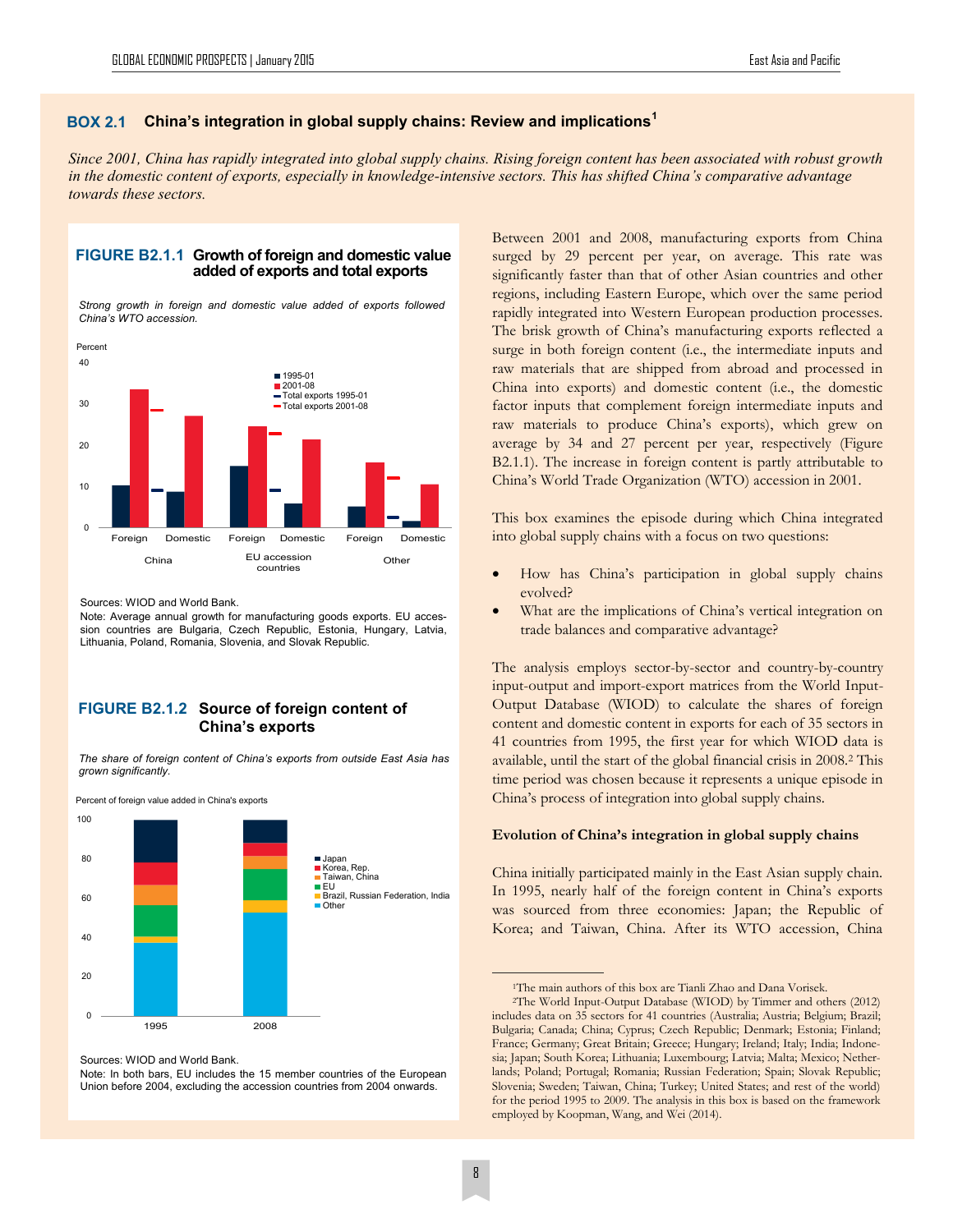## BOX 2.1 China's integration in global supply chains: Review and implications[1]

*Since 2001, China has rapidly integrated into global supply chains. Rising foreign content has been associated with robust growth in the domestic content of exports, especially in knowledge-intensive sectors. This has shifted China's comparative advantage towards these sectors.*

**FIGURE B2.1.1 Growth of foreign and domestic value added of exports and total exports**

*Strong growth in foreign and domestic value added of exports followed China's WTO accession.*

Sources: WIOD and World Bank.

Note: Average annual growth for manufacturing goods exports. EU accession countries are Bulgaria, Czech Republic, Estonia, Hungary, Latvia, Lithuania, Poland, Romania, Slovenia, and Slovak Republic.

**FIGURE B2.1.2 Source of foreign content of China's exports**

*The share of foreign content of China's exports from outside East Asia has grown significantly.*

Sources: WIOD and World Bank.

Note: In both bars, EU includes the 15 member countries of the European Union before 2004, excluding the accession countries from 2004 onwards.

Between 2001 and 2008, manufacturing exports from China surged by 29 percent per year, on average. This rate was significantly faster than that of other Asian countries and other regions, including Eastern Europe, which over the same period rapidly integrated into Western European production processes. The brisk growth of China's manufacturing exports reflected a surge in both foreign content (i.e., the intermediate inputs and raw materials that are shipped from abroad and processed in China into exports) and domestic content (i.e., the domestic factor inputs that complement foreign intermediate inputs and raw materials to produce China's exports), which grew on average by 34 and 27 percent per year, respectively (Figure B2.1.1). The increase in foreign content is partly attributable to China's World Trade Organization (WTO) accession in 2001.

This box examines the episode during which China integrated into global supply chains with a focus on two questions:

- How has China's participation in global supply chains evolved?
- What are the implications of China's vertical integration on trade balances and comparative advantage?

The analysis employs sector-by-sector and country-by-country input-output and import-export matrices from the World Input-Output Database (WIOD) to calculate the shares of foreign content and domestic content in exports for each of 35 sectors in 41 countries from 1995, the first year for which WIOD data is available, until the start of the global financial crisis in 2008.[2] This time period was chosen because it represents a unique episode in China's process of integration into global supply chains.

**Evolution of China's integration in global supply chains**

China initially participated mainly in the East Asian supply chain. In 1995, nearly half of the foreign content in China's exports was sourced from three economies: Japan; the Republic of Korea; and Taiwan, China. After its WTO accession, China

[1]The main authors of this box are Tianli Zhao and Dana Vorisek.

[2]The World Input-Output Database (WIOD) by Timmer and others (2012) includes data on 35 sectors for 41 countries (Australia; Austria; Belgium; Brazil; Bulgaria; Canada; China; Cyprus; Czech Republic; Denmark; Estonia; Finland; France; Germany; Great Britain; Greece; Hungary; Ireland; Italy; India; Indonesia; Japan; South Korea; Lithuania; Luxembourg; Latvia; Malta; Mexico; Netherlands; Poland; Portugal; Romania; Russian Federation; Spain; Slovak Republic; Slovenia; Sweden; Taiwan, China; Turkey; United States; and rest of the world) for the period 1995 to 2009. The analysis in this box is based on the framework employed by Koopman, Wang, and Wei (2014).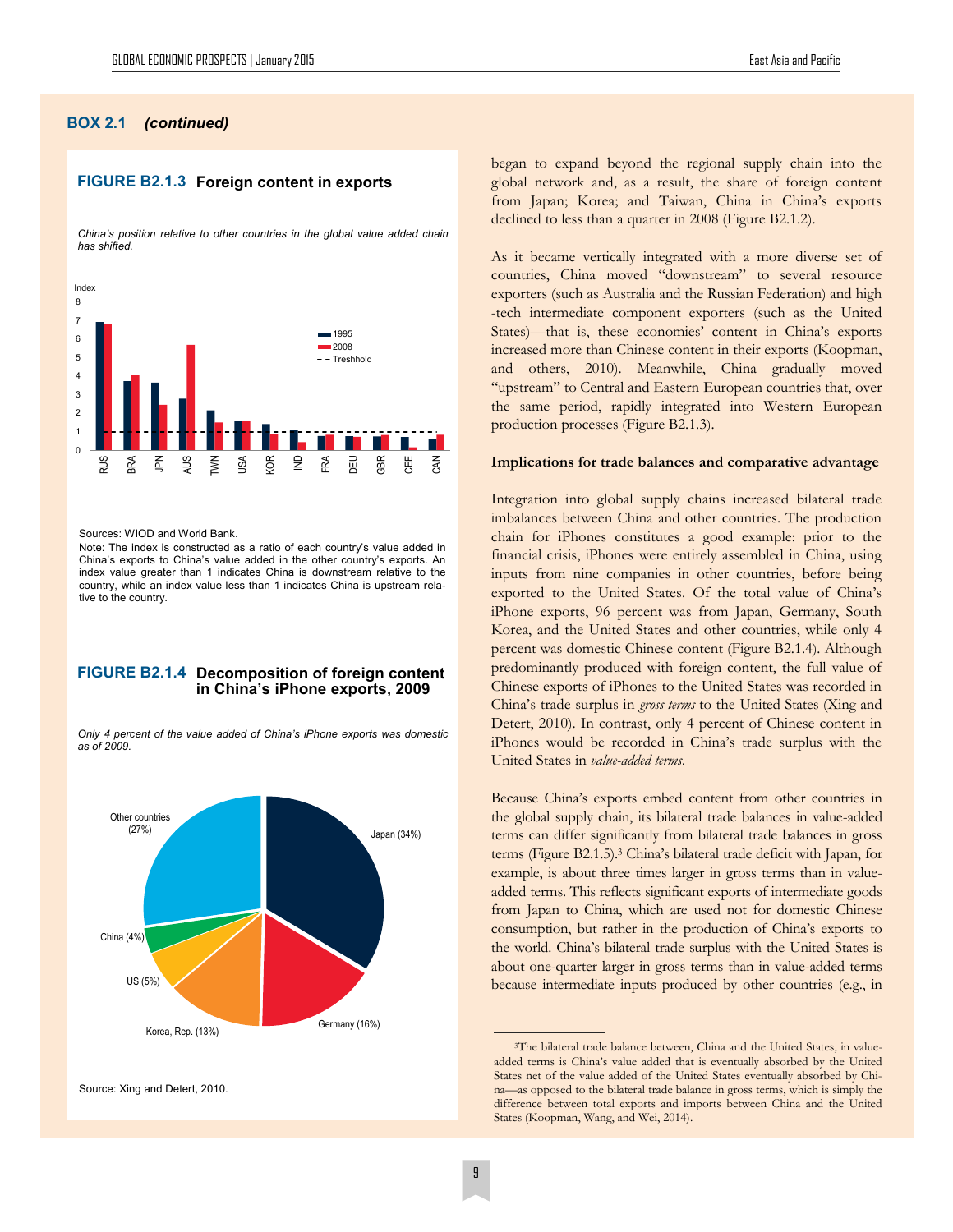## BOX 2.1 *(continued)*

### FIGURE B2.1.3 Foreign content in exports

*China's position relative to other countries in the global value added chain has shifted.*

Sources: WIOD and World Bank.

Note: The index is constructed as a ratio of each country's value added in China's exports to China's value added in the other country's exports. An index value greater than 1 indicates China is downstream relative to the country, while an index value less than 1 indicates China is upstream relative to the country.

### FIGURE B2.1.4 Decomposition of foreign content in China's iPhone exports, 2009

*Only 4 percent of the value added of China's iPhone exports was domestic as of 2009.*

Source: Xing and Detert, 2010.

began to expand beyond the regional supply chain into the global network and, as a result, the share of foreign content from Japan; Korea; and Taiwan, China in China's exports declined to less than a quarter in 2008 (Figure B2.1.2).

As it became vertically integrated with a more diverse set of countries, China moved "downstream" to several resource exporters (such as Australia and the Russian Federation) and high-tech intermediate component exporters (such as the United States)—that is, these economies' content in China's exports increased more than Chinese content in their exports (Koopman, and others, 2010). Meanwhile, China gradually moved "upstream" to Central and Eastern European countries that, over the same period, rapidly integrated into Western European production processes (Figure B2.1.3).

**Implications for trade balances and comparative advantage**

Integration into global supply chains increased bilateral trade imbalances between China and other countries. The production chain for iPhones constitutes a good example: prior to the financial crisis, iPhones were entirely assembled in China, using inputs from nine companies in other countries, before being exported to the United States. Of the total value of China's iPhone exports, 96 percent was from Japan, Germany, South Korea, and the United States and other countries, while only 4 percent was domestic Chinese content (Figure B2.1.4). Although predominantly produced with foreign content, the full value of Chinese exports of iPhones to the United States was recorded in China's trade surplus in *gross terms* to the United States (Xing and Detert, 2010). In contrast, only 4 percent of Chinese content in iPhones would be recorded in China's trade surplus with the United States in *value-added terms*.

Because China's exports embed content from other countries in the global supply chain, its bilateral trade balances in value-added terms can differ significantly from bilateral trade balances in gross terms (Figure B2.1.5).[3] China's bilateral trade deficit with Japan, for example, is about three times larger in gross terms than in value-added terms. This reflects significant exports of intermediate goods from Japan to China, which are used not for domestic Chinese consumption, but rather in the production of China's exports to the world. China's bilateral trade surplus with the United States is about one-quarter larger in gross terms than in value-added terms because intermediate inputs produced by other countries (e.g., in

[3]The bilateral trade balance between, China and the United States, in value-added terms is China's value added that is eventually absorbed by the United States net of the value added of the United States eventually absorbed by China—as opposed to the bilateral trade balance in gross terms, which is simply the difference between total exports and imports between China and the United States (Koopman, Wang, and Wei, 2014).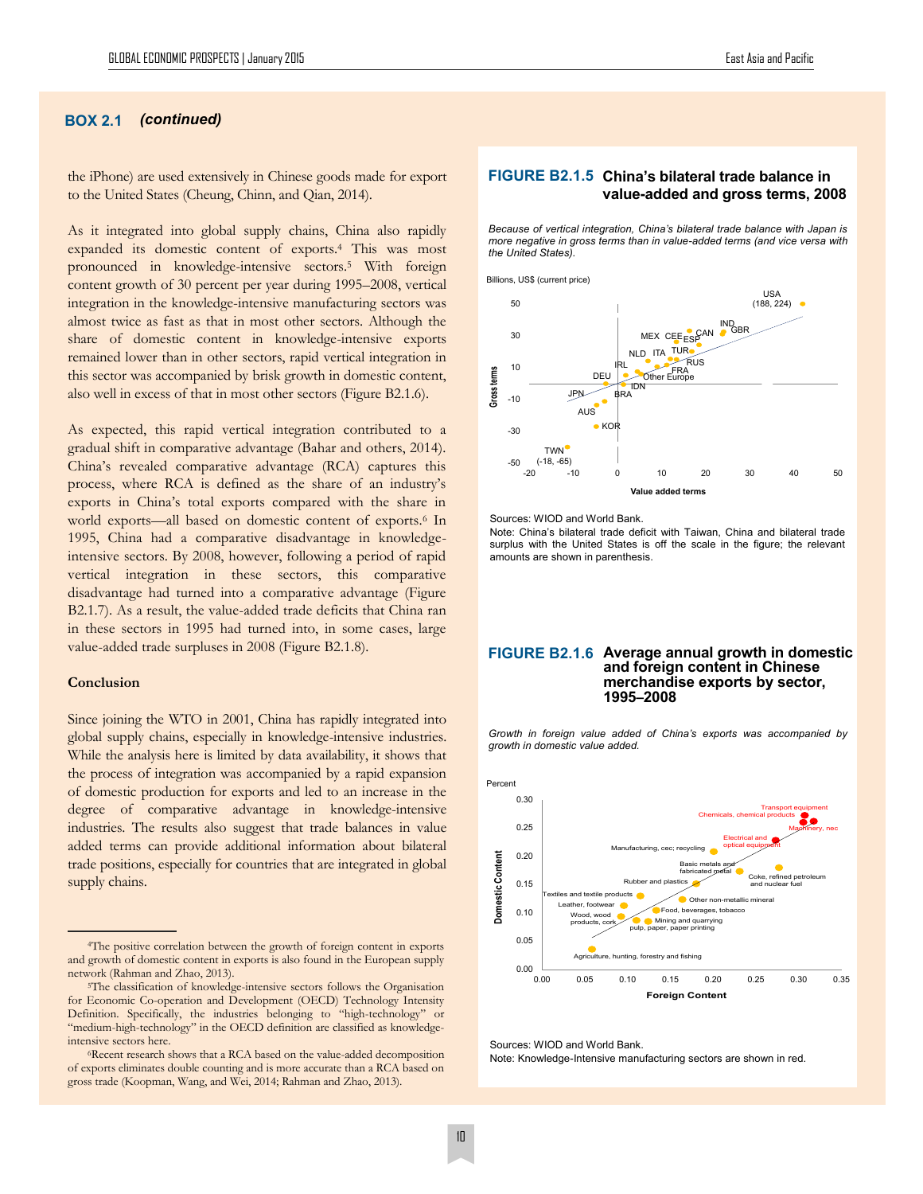**BOX 2.1** *(continued)*

the iPhone) are used extensively in Chinese goods made for export to the United States (Cheung, Chinn, and Qian, 2014).

As it integrated into global supply chains, China also rapidly expanded its domestic content of exports.[4] This was most pronounced in knowledge-intensive sectors.[5] With foreign content growth of 30 percent per year during 1995–2008, vertical integration in the knowledge-intensive manufacturing sectors was almost twice as fast as that in most other sectors. Although the share of domestic content in knowledge-intensive exports remained lower than in other sectors, rapid vertical integration in this sector was accompanied by brisk growth in domestic content, also well in excess of that in most other sectors (Figure B2.1.6).

As expected, this rapid vertical integration contributed to a gradual shift in comparative advantage (Bahar and others, 2014). China's revealed comparative advantage (RCA) captures this process, where RCA is defined as the share of an industry's exports in China's total exports compared with the share in world exports—all based on domestic content of exports.[6] In 1995, China had a comparative disadvantage in knowledge-intensive sectors. By 2008, however, following a period of rapid vertical integration in these sectors, this comparative disadvantage had turned into a comparative advantage (Figure B2.1.7). As a result, the value-added trade deficits that China ran in these sectors in 1995 had turned into, in some cases, large value-added trade surpluses in 2008 (Figure B2.1.8).

### Conclusion

Since joining the WTO in 2001, China has rapidly integrated into global supply chains, especially in knowledge-intensive industries. While the analysis here is limited by data availability, it shows that the process of integration was accompanied by a rapid expansion of domestic production for exports and led to an increase in the degree of comparative advantage in knowledge-intensive industries. The results also suggest that trade balances in value added terms can provide additional information about bilateral trade positions, especially for countries that are integrated in global supply chains.

---

[4] The positive correlation between the growth of foreign content in exports and growth of domestic content in exports is also found in the European supply network (Rahman and Zhao, 2013).

[5] The classification of knowledge-intensive sectors follows the Organisation for Economic Co-operation and Development (OECD) Technology Intensity Definition. Specifically, the industries belonging to "high-technology" or "medium-high-technology" in the OECD definition are classified as knowledge-intensive sectors here.

[6] Recent research shows that a RCA based on the value-added decomposition of exports eliminates double counting and is more accurate than a RCA based on gross trade (Koopman, Wang, and Wei, 2014; Rahman and Zhao, 2013).

**FIGURE B2.1.5 China's bilateral trade balance in value-added and gross terms, 2008**

*Because of vertical integration, China's bilateral trade balance with Japan is more negative in gross terms than in value-added terms (and vice versa with the United States).*

Sources: WIOD and World Bank.
Note: China's bilateral trade deficit with Taiwan, China and bilateral trade surplus with the United States is off the scale in the figure; the relevant amounts are shown in parenthesis.

**FIGURE B2.1.6 Average annual growth in domestic and foreign content in Chinese merchandise exports by sector, 1995–2008**

*Growth in foreign value added of China's exports was accompanied by growth in domestic value added.*

Sources: WIOD and World Bank.
Note: Knowledge-Intensive manufacturing sectors are shown in red.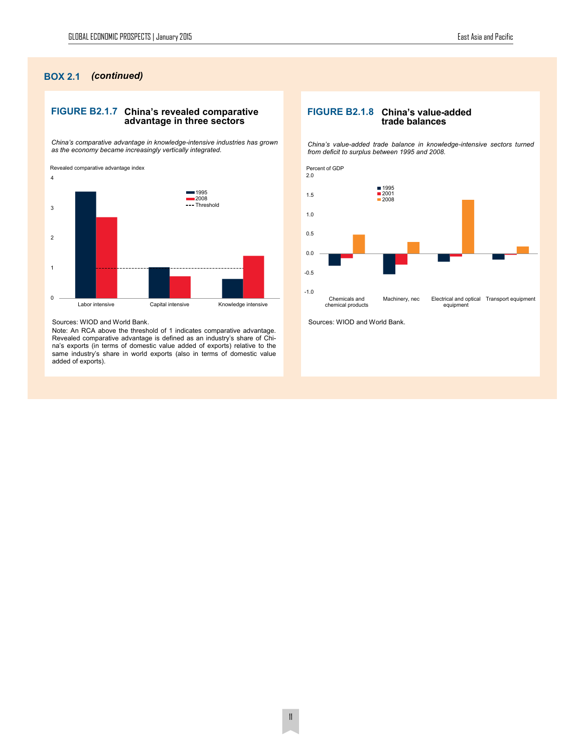## BOX 2.1 *(continued)*

### FIGURE B2.1.7 China's revealed comparative advantage in three sectors

*China's comparative advantage in knowledge-intensive industries has grown as the economy became increasingly vertically integrated.*

Revealed comparative advantage index

4
3
2
1
0

1995
2008
Threshold

Labor intensive
Capital intensive
Knowledge intensive

Sources: WIOD and World Bank.
Note: An RCA above the threshold of 1 indicates comparative advantage. Revealed comparative advantage is defined as an industry's share of China's exports (in terms of domestic value added of exports) relative to the same industry's share in world exports (also in terms of domestic value added of exports).

### FIGURE B2.1.8 China's value-added trade balances

*China's value-added trade balance in knowledge-intensive sectors turned from deficit to surplus between 1995 and 2008.*

Percent of GDP

2.0
1.5
1.0
0.5
0.0
-0.5
-1.0

1995
2001
2008

Chemicals and chemical products
Machinery, nec
Electrical and optical equipment
Transport equipment

Sources: WIOD and World Bank.